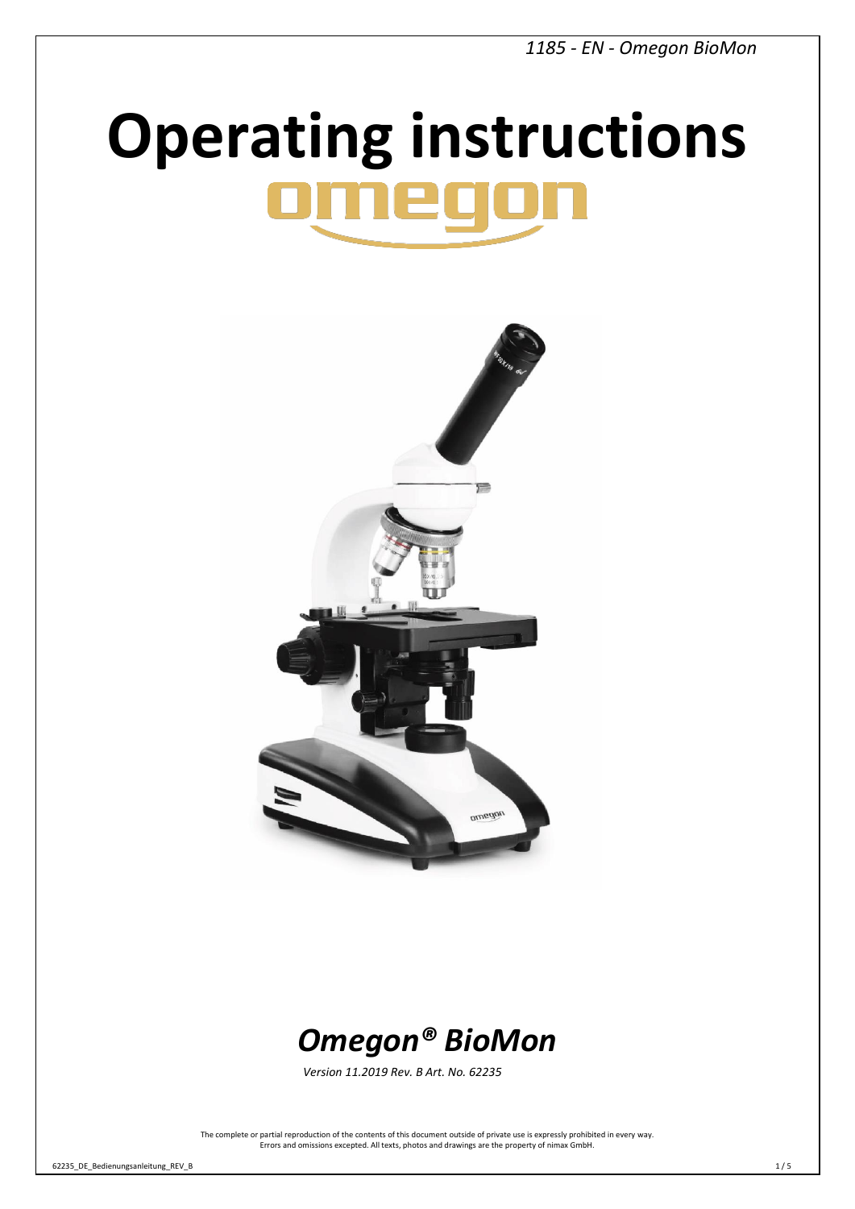# Operating instructions

omegon

## *Omegon® BioMon*

*Version 11.2019 Rev. B Art. No. 62235*

The complete or partial reproduction of the contents of this document outside of private use is expressly prohibited in every way.
Errors and omissions excepted. All texts, photos and drawings are the property of nimax GmbH.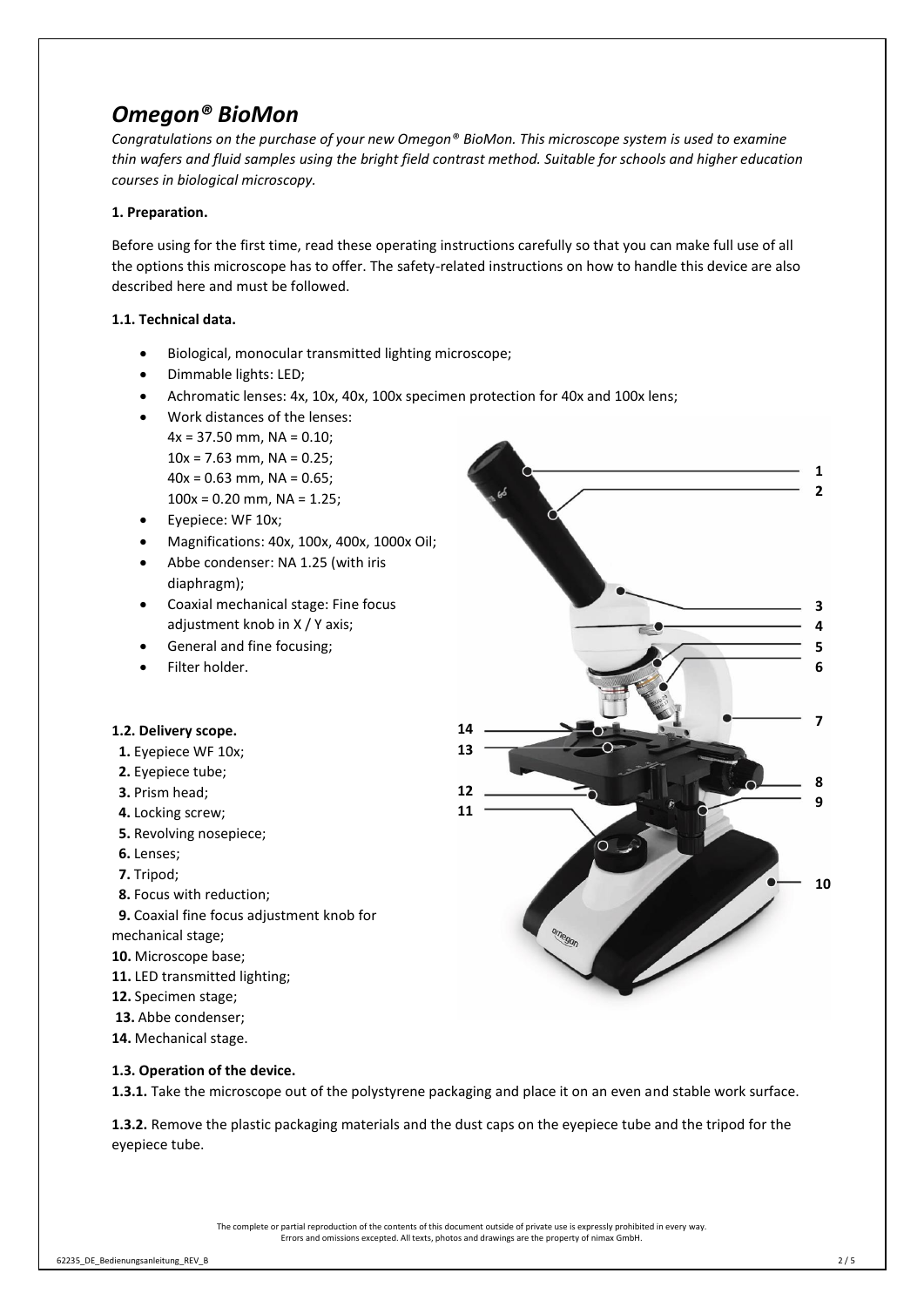# *Omegon® BioMon*

*Congratulations on the purchase of your new Omegon® BioMon. This microscope system is used to examine thin wafers and fluid samples using the bright field contrast method. Suitable for schools and higher education courses in biological microscopy.*

**1. Preparation.**

Before using for the first time, read these operating instructions carefully so that you can make full use of all the options this microscope has to offer. The safety-related instructions on how to handle this device are also described here and must be followed.

**1.1. Technical data.**

- Biological, monocular transmitted lighting microscope;
- Dimmable lights: LED;
- Achromatic lenses: 4x, 10x, 40x, 100x specimen protection for 40x and 100x lens;
- Work distances of the lenses:
  4x = 37.50 mm, NA = 0.10;
  10x = 7.63 mm, NA = 0.25;
  40x = 0.63 mm, NA = 0.65;
  100x = 0.20 mm, NA = 1.25;
- Eyepiece: WF 10x;
- Magnifications: 40x, 100x, 400x, 1000x Oil;
- Abbe condenser: NA 1.25 (with iris diaphragm);
- Coaxial mechanical stage: Fine focus adjustment knob in X / Y axis;
- General and fine focusing;
- Filter holder.

**1.2. Delivery scope.**

**1.** Eyepiece WF 10x;
**2.** Eyepiece tube;
**3.** Prism head;
**4.** Locking screw;
**5.** Revolving nosepiece;
**6.** Lenses;
**7.** Tripod;
**8.** Focus with reduction;
**9.** Coaxial fine focus adjustment knob for mechanical stage;
**10.** Microscope base;
**11.** LED transmitted lighting;
**12.** Specimen stage;
**13.** Abbe condenser;
**14.** Mechanical stage.

**1.3. Operation of the device.**

**1.3.1.** Take the microscope out of the polystyrene packaging and place it on an even and stable work surface.

**1.3.2.** Remove the plastic packaging materials and the dust caps on the eyepiece tube and the tripod for the eyepiece tube.

The complete or partial reproduction of the contents of this document outside of private use is expressly prohibited in every way.
Errors and omissions excepted. All texts, photos and drawings are the property of nimax GmbH.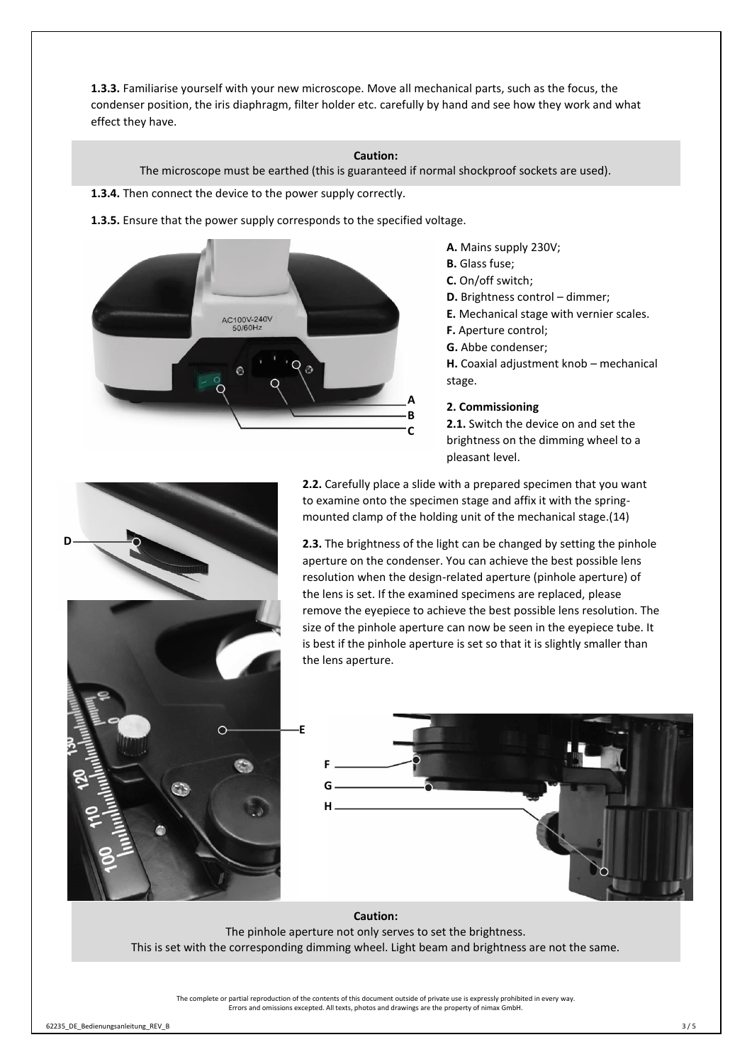**1.3.3.** Familiarise yourself with your new microscope. Move all mechanical parts, such as the focus, the condenser position, the iris diaphragm, filter holder etc. carefully by hand and see how they work and what effect they have.

**Caution:**
The microscope must be earthed (this is guaranteed if normal shockproof sockets are used).

**1.3.4.** Then connect the device to the power supply correctly.

**1.3.5.** Ensure that the power supply corresponds to the specified voltage.

**A.** Mains supply 230V;
**B.** Glass fuse;
**C.** On/off switch;
**D.** Brightness control – dimmer;
**E.** Mechanical stage with vernier scales.
**F.** Aperture control;
**G.** Abbe condenser;
**H.** Coaxial adjustment knob – mechanical stage.

**2. Commissioning**

**2.1.** Switch the device on and set the brightness on the dimming wheel to a pleasant level.

**2.2.** Carefully place a slide with a prepared specimen that you want to examine onto the specimen stage and affix it with the spring-mounted clamp of the holding unit of the mechanical stage.(14)

**2.3.** The brightness of the light can be changed by setting the pinhole aperture on the condenser. You can achieve the best possible lens resolution when the design-related aperture (pinhole aperture) of the lens is set. If the examined specimens are replaced, please remove the eyepiece to achieve the best possible lens resolution. The size of the pinhole aperture can now be seen in the eyepiece tube. It is best if the pinhole aperture is set so that it is slightly smaller than the lens aperture.

**Caution:**
The pinhole aperture not only serves to set the brightness.
This is set with the corresponding dimming wheel. Light beam and brightness are not the same.

The complete or partial reproduction of the contents of this document outside of private use is expressly prohibited in every way.
Errors and omissions excepted. All texts, photos and drawings are the property of nimax GmbH.

62235_DE_Bedienungsanleitung_REV_B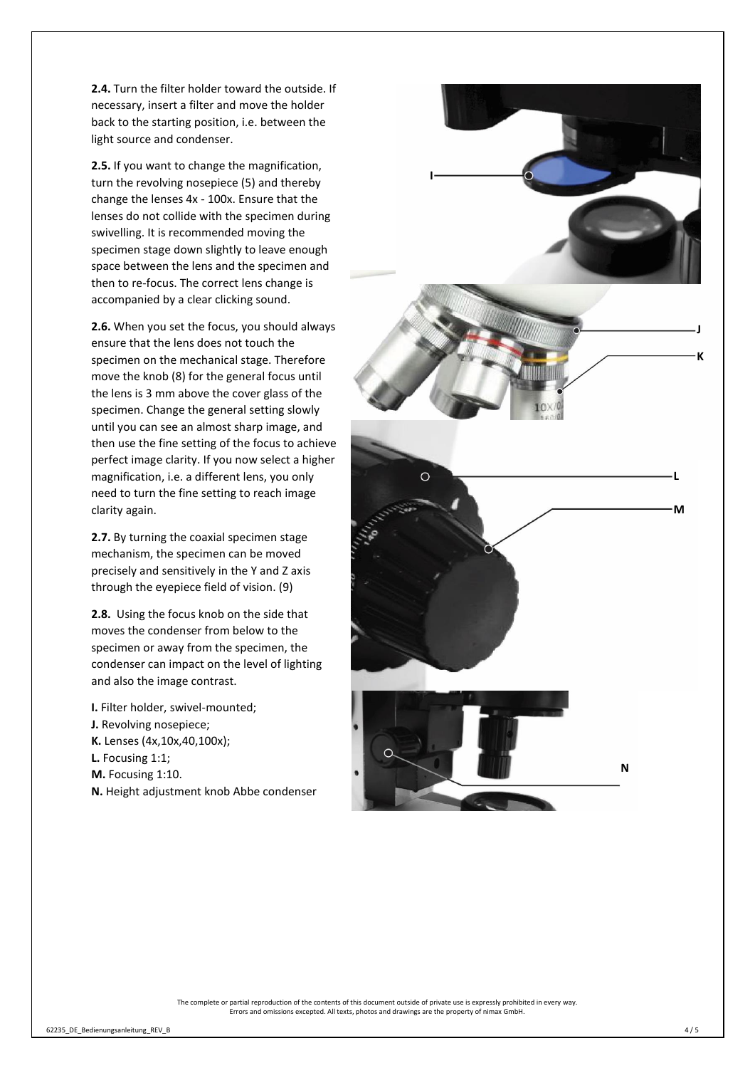**2.4.** Turn the filter holder toward the outside. If necessary, insert a filter and move the holder back to the starting position, i.e. between the light source and condenser.

**2.5.** If you want to change the magnification, turn the revolving nosepiece (5) and thereby change the lenses 4x - 100x. Ensure that the lenses do not collide with the specimen during swivelling. It is recommended moving the specimen stage down slightly to leave enough space between the lens and the specimen and then to re-focus. The correct lens change is accompanied by a clear clicking sound.

**2.6.** When you set the focus, you should always ensure that the lens does not touch the specimen on the mechanical stage. Therefore move the knob (8) for the general focus until the lens is 3 mm above the cover glass of the specimen. Change the general setting slowly until you can see an almost sharp image, and then use the fine setting of the focus to achieve perfect image clarity. If you now select a higher magnification, i.e. a different lens, you only need to turn the fine setting to reach image clarity again.

**2.7.** By turning the coaxial specimen stage mechanism, the specimen can be moved precisely and sensitively in the Y and Z axis through the eyepiece field of vision. (9)

**2.8.** Using the focus knob on the side that moves the condenser from below to the specimen or away from the specimen, the condenser can impact on the level of lighting and also the image contrast.

**I.** Filter holder, swivel-mounted;
**J.** Revolving nosepiece;
**K.** Lenses (4x,10x,40,100x);
**L.** Focusing 1:1;
**M.** Focusing 1:10.
**N.** Height adjustment knob Abbe condenser

The complete or partial reproduction of the contents of this document outside of private use is expressly prohibited in every way.
Errors and omissions excepted. All texts, photos and drawings are the property of nimax GmbH.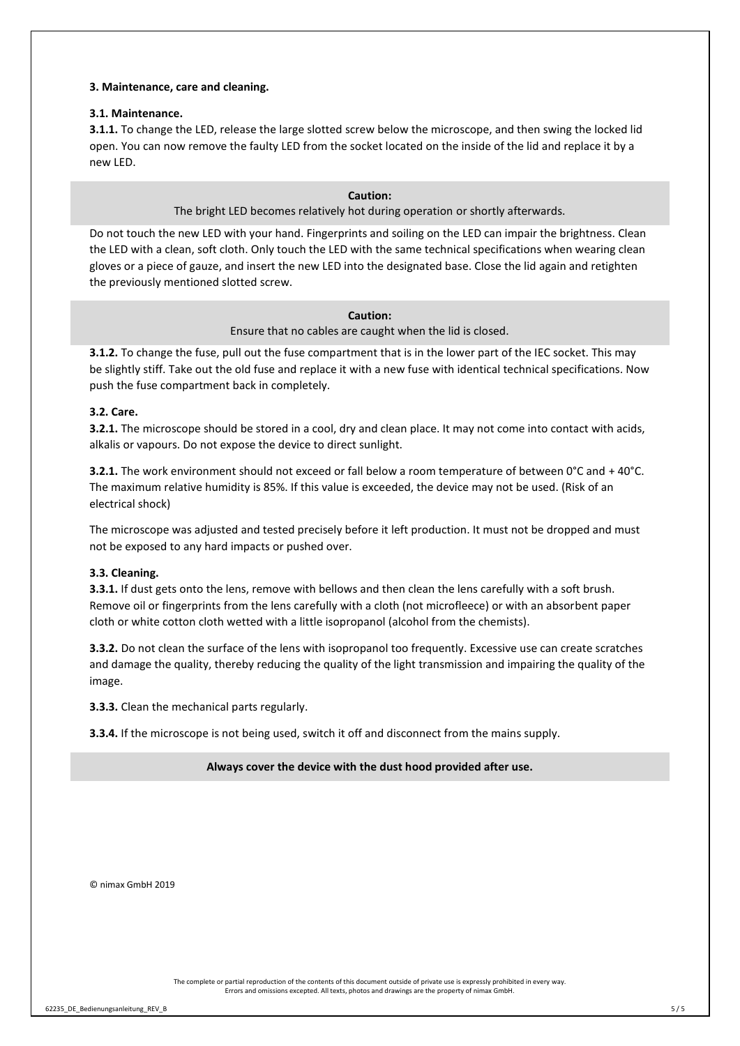## 3. Maintenance, care and cleaning.

### 3.1. Maintenance.

**3.1.1.** To change the LED, release the large slotted screw below the microscope, and then swing the locked lid open. You can now remove the faulty LED from the socket located on the inside of the lid and replace it by a new LED.

**Caution:**
The bright LED becomes relatively hot during operation or shortly afterwards.

Do not touch the new LED with your hand. Fingerprints and soiling on the LED can impair the brightness. Clean the LED with a clean, soft cloth. Only touch the LED with the same technical specifications when wearing clean gloves or a piece of gauze, and insert the new LED into the designated base. Close the lid again and retighten the previously mentioned slotted screw.

**Caution:**
Ensure that no cables are caught when the lid is closed.

**3.1.2.** To change the fuse, pull out the fuse compartment that is in the lower part of the IEC socket. This may be slightly stiff. Take out the old fuse and replace it with a new fuse with identical technical specifications. Now push the fuse compartment back in completely.

### 3.2. Care.

**3.2.1.** The microscope should be stored in a cool, dry and clean place. It may not come into contact with acids, alkalis or vapours. Do not expose the device to direct sunlight.

**3.2.1.** The work environment should not exceed or fall below a room temperature of between 0°C and + 40°C. The maximum relative humidity is 85%. If this value is exceeded, the device may not be used. (Risk of an electrical shock)

The microscope was adjusted and tested precisely before it left production. It must not be dropped and must not be exposed to any hard impacts or pushed over.

### 3.3. Cleaning.

**3.3.1.** If dust gets onto the lens, remove with bellows and then clean the lens carefully with a soft brush. Remove oil or fingerprints from the lens carefully with a cloth (not microfleece) or with an absorbent paper cloth or white cotton cloth wetted with a little isopropanol (alcohol from the chemists).

**3.3.2.** Do not clean the surface of the lens with isopropanol too frequently. Excessive use can create scratches and damage the quality, thereby reducing the quality of the light transmission and impairing the quality of the image.

**3.3.3.** Clean the mechanical parts regularly.

**3.3.4.** If the microscope is not being used, switch it off and disconnect from the mains supply.

**Always cover the device with the dust hood provided after use.**

© nimax GmbH 2019

The complete or partial reproduction of the contents of this document outside of private use is expressly prohibited in every way.
Errors and omissions excepted. All texts, photos and drawings are the property of nimax GmbH.

62235_DE_Bedienungsanleitung_REV_B